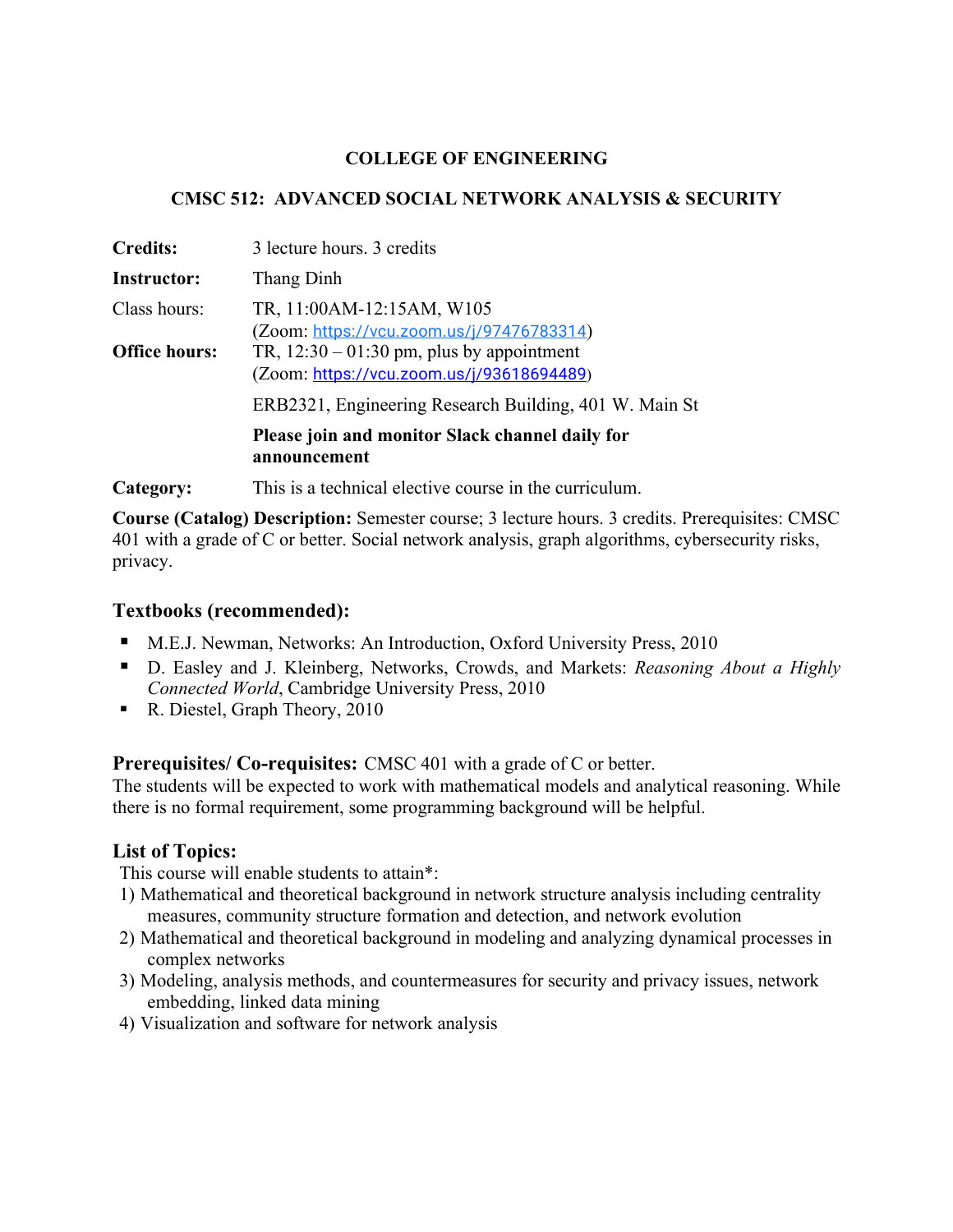**COLLEGE OF ENGINEERING**

**CMSC 512: ADVANCED SOCIAL NETWORK ANALYSIS & SECURITY**

**Credits:** 3 lecture hours. 3 credits

**Instructor:** Thang Dinh

Class hours: TR, 11:00AM-12:15AM, W105
(Zoom: https://vcu.zoom.us/j/97476783314)

**Office hours:** TR, 12:30 – 01:30 pm, plus by appointment
(Zoom: https://vcu.zoom.us/j/93618694489)

ERB2321, Engineering Research Building, 401 W. Main St

**Please join and monitor Slack channel daily for announcement**

**Category:** This is a technical elective course in the curriculum.

**Course (Catalog) Description:** Semester course; 3 lecture hours. 3 credits. Prerequisites: CMSC 401 with a grade of C or better. Social network analysis, graph algorithms, cybersecurity risks, privacy.

## Textbooks (recommended):

- M.E.J. Newman, Networks: An Introduction, Oxford University Press, 2010
- D. Easley and J. Kleinberg, Networks, Crowds, and Markets: *Reasoning About a Highly Connected World*, Cambridge University Press, 2010
- R. Diestel, Graph Theory, 2010

**Prerequisites/ Co-requisites:** CMSC 401 with a grade of C or better.
The students will be expected to work with mathematical models and analytical reasoning. While there is no formal requirement, some programming background will be helpful.

## List of Topics:

This course will enable students to attain*:

1) Mathematical and theoretical background in network structure analysis including centrality measures, community structure formation and detection, and network evolution
2) Mathematical and theoretical background in modeling and analyzing dynamical processes in complex networks
3) Modeling, analysis methods, and countermeasures for security and privacy issues, network embedding, linked data mining
4) Visualization and software for network analysis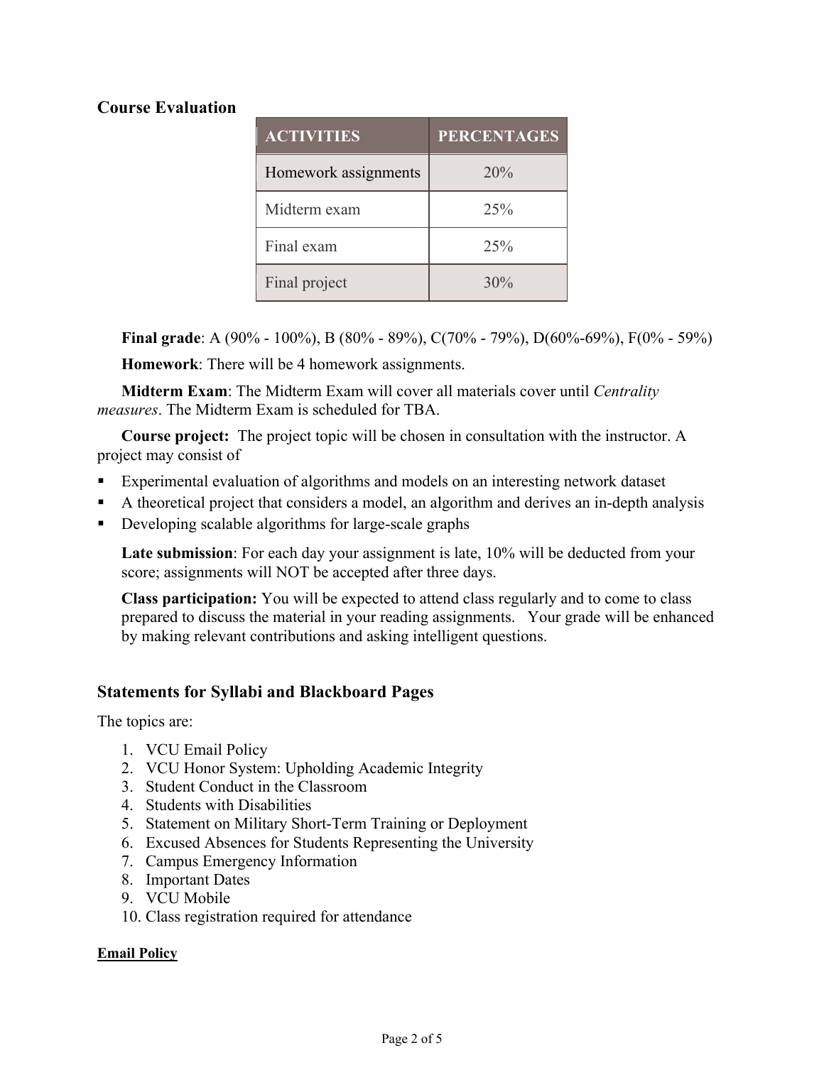## Course Evaluation

| ACTIVITIES | PERCENTAGES |
|---|---|
| Homework assignments | 20% |
| Midterm exam | 25% |
| Final exam | 25% |
| Final project | 30% |

**Final grade**: A (90% - 100%), B (80% - 89%), C(70% - 79%), D(60%-69%), F(0% - 59%)

**Homework**: There will be 4 homework assignments.

**Midterm Exam**: The Midterm Exam will cover all materials cover until *Centrality measures*. The Midterm Exam is scheduled for TBA.

**Course project:** The project topic will be chosen in consultation with the instructor. A project may consist of

- Experimental evaluation of algorithms and models on an interesting network dataset
- A theoretical project that considers a model, an algorithm and derives an in-depth analysis
- Developing scalable algorithms for large-scale graphs

**Late submission**: For each day your assignment is late, 10% will be deducted from your score; assignments will NOT be accepted after three days.

**Class participation:** You will be expected to attend class regularly and to come to class prepared to discuss the material in your reading assignments. Your grade will be enhanced by making relevant contributions and asking intelligent questions.

## Statements for Syllabi and Blackboard Pages

The topics are:

1. VCU Email Policy
2. VCU Honor System: Upholding Academic Integrity
3. Student Conduct in the Classroom
4. Students with Disabilities
5. Statement on Military Short-Term Training or Deployment
6. Excused Absences for Students Representing the University
7. Campus Emergency Information
8. Important Dates
9. VCU Mobile
10. Class registration required for attendance

**Email Policy**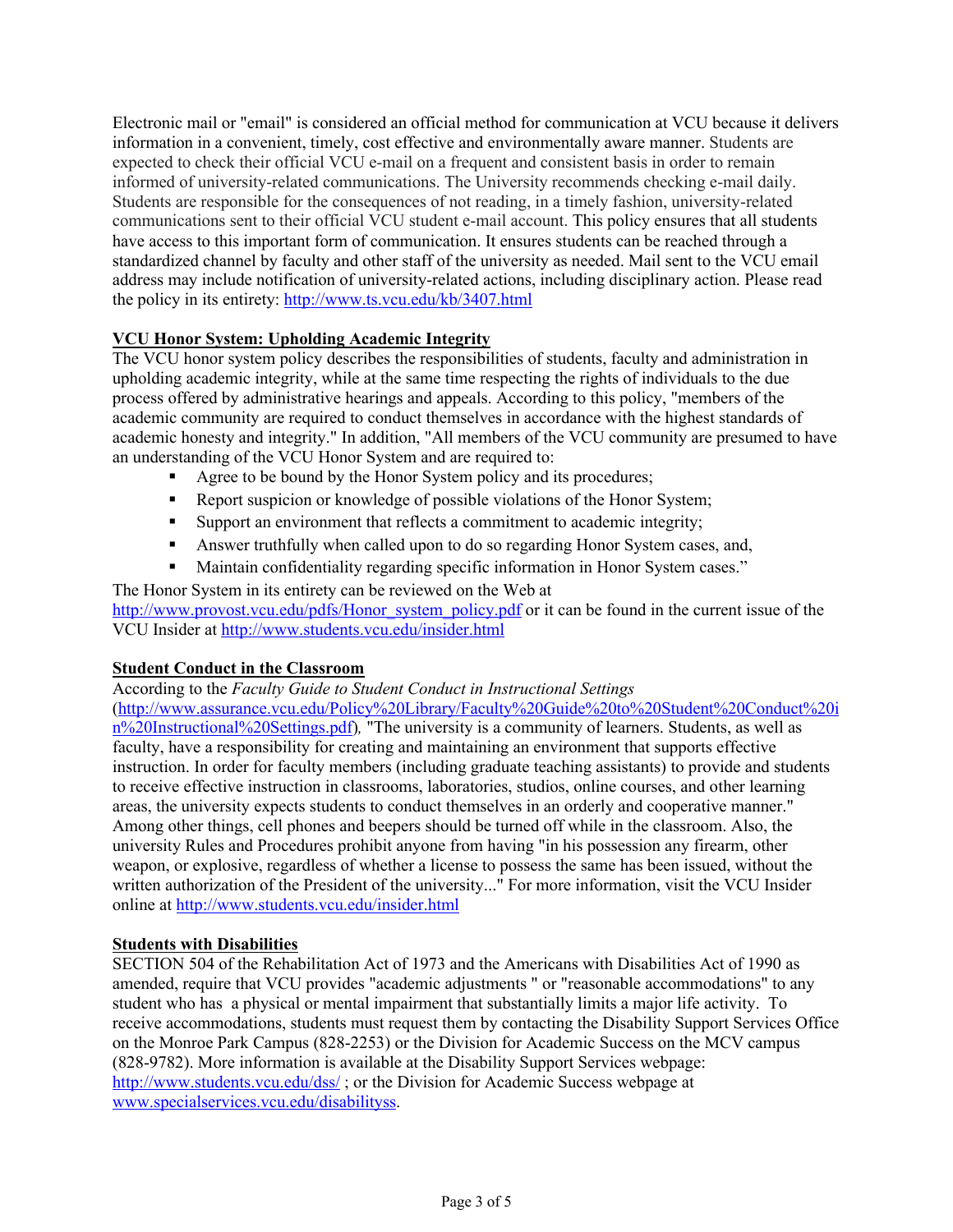Electronic mail or "email" is considered an official method for communication at VCU because it delivers information in a convenient, timely, cost effective and environmentally aware manner. Students are expected to check their official VCU e-mail on a frequent and consistent basis in order to remain informed of university-related communications. The University recommends checking e-mail daily. Students are responsible for the consequences of not reading, in a timely fashion, university-related communications sent to their official VCU student e-mail account. This policy ensures that all students have access to this important form of communication. It ensures students can be reached through a standardized channel by faculty and other staff of the university as needed. Mail sent to the VCU email address may include notification of university-related actions, including disciplinary action. Please read the policy in its entirety: http://www.ts.vcu.edu/kb/3407.html

**VCU Honor System: Upholding Academic Integrity**

The VCU honor system policy describes the responsibilities of students, faculty and administration in upholding academic integrity, while at the same time respecting the rights of individuals to the due process offered by administrative hearings and appeals. According to this policy, "members of the academic community are required to conduct themselves in accordance with the highest standards of academic honesty and integrity." In addition, "All members of the VCU community are presumed to have an understanding of the VCU Honor System and are required to:

- Agree to be bound by the Honor System policy and its procedures;
- Report suspicion or knowledge of possible violations of the Honor System;
- Support an environment that reflects a commitment to academic integrity;
- Answer truthfully when called upon to do so regarding Honor System cases, and,
- Maintain confidentiality regarding specific information in Honor System cases."

The Honor System in its entirety can be reviewed on the Web at http://www.provost.vcu.edu/pdfs/Honor_system_policy.pdf or it can be found in the current issue of the VCU Insider at http://www.students.vcu.edu/insider.html

**Student Conduct in the Classroom**

According to the *Faculty Guide to Student Conduct in Instructional Settings* (http://www.assurance.vcu.edu/Policy%20Library/Faculty%20Guide%20to%20Student%20Conduct%20in%20Instructional%20Settings.pdf), "The university is a community of learners. Students, as well as faculty, have a responsibility for creating and maintaining an environment that supports effective instruction. In order for faculty members (including graduate teaching assistants) to provide and students to receive effective instruction in classrooms, laboratories, studios, online courses, and other learning areas, the university expects students to conduct themselves in an orderly and cooperative manner." Among other things, cell phones and beepers should be turned off while in the classroom. Also, the university Rules and Procedures prohibit anyone from having "in his possession any firearm, other weapon, or explosive, regardless of whether a license to possess the same has been issued, without the written authorization of the President of the university..." For more information, visit the VCU Insider online at http://www.students.vcu.edu/insider.html

**Students with Disabilities**

SECTION 504 of the Rehabilitation Act of 1973 and the Americans with Disabilities Act of 1990 as amended, require that VCU provides "academic adjustments " or "reasonable accommodations" to any student who has a physical or mental impairment that substantially limits a major life activity. To receive accommodations, students must request them by contacting the Disability Support Services Office on the Monroe Park Campus (828-2253) or the Division for Academic Success on the MCV campus (828-9782). More information is available at the Disability Support Services webpage: http://www.students.vcu.edu/dss/ ; or the Division for Academic Success webpage at www.specialservices.vcu.edu/disabilityss.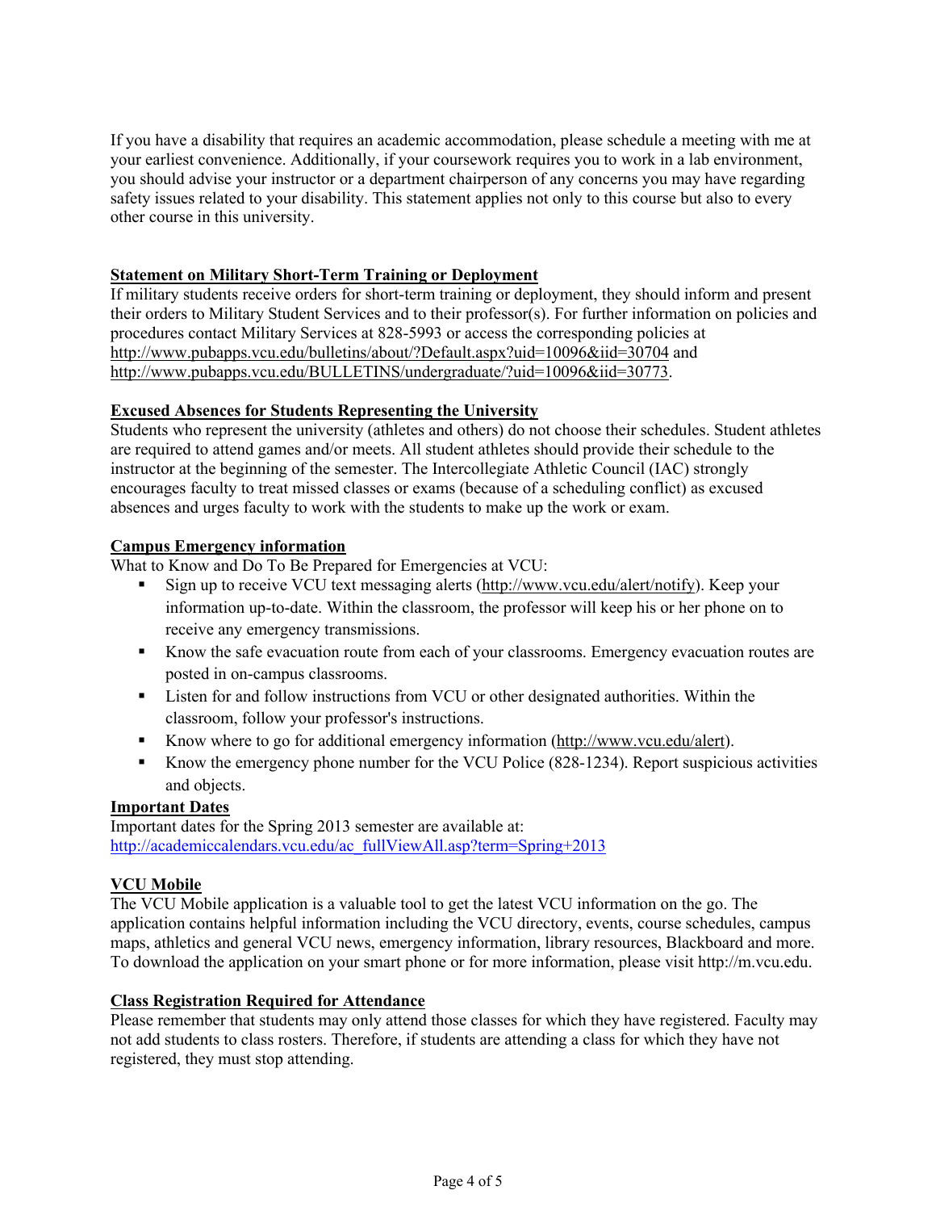If you have a disability that requires an academic accommodation, please schedule a meeting with me at your earliest convenience. Additionally, if your coursework requires you to work in a lab environment, you should advise your instructor or a department chairperson of any concerns you may have regarding safety issues related to your disability. This statement applies not only to this course but also to every other course in this university.

## Statement on Military Short-Term Training or Deployment

If military students receive orders for short-term training or deployment, they should inform and present their orders to Military Student Services and to their professor(s). For further information on policies and procedures contact Military Services at 828-5993 or access the corresponding policies at http://www.pubapps.vcu.edu/bulletins/about/?Default.aspx?uid=10096&iid=30704 and http://www.pubapps.vcu.edu/BULLETINS/undergraduate/?uid=10096&iid=30773.

## Excused Absences for Students Representing the University

Students who represent the university (athletes and others) do not choose their schedules. Student athletes are required to attend games and/or meets. All student athletes should provide their schedule to the instructor at the beginning of the semester. The Intercollegiate Athletic Council (IAC) strongly encourages faculty to treat missed classes or exams (because of a scheduling conflict) as excused absences and urges faculty to work with the students to make up the work or exam.

## Campus Emergency information

What to Know and Do To Be Prepared for Emergencies at VCU:

- Sign up to receive VCU text messaging alerts (http://www.vcu.edu/alert/notify). Keep your information up-to-date. Within the classroom, the professor will keep his or her phone on to receive any emergency transmissions.
- Know the safe evacuation route from each of your classrooms. Emergency evacuation routes are posted in on-campus classrooms.
- Listen for and follow instructions from VCU or other designated authorities. Within the classroom, follow your professor's instructions.
- Know where to go for additional emergency information (http://www.vcu.edu/alert).
- Know the emergency phone number for the VCU Police (828-1234). Report suspicious activities and objects.

## Important Dates

Important dates for the Spring 2013 semester are available at:
http://academiccalendars.vcu.edu/ac_fullViewAll.asp?term=Spring+2013

## VCU Mobile

The VCU Mobile application is a valuable tool to get the latest VCU information on the go. The application contains helpful information including the VCU directory, events, course schedules, campus maps, athletics and general VCU news, emergency information, library resources, Blackboard and more. To download the application on your smart phone or for more information, please visit http://m.vcu.edu.

## Class Registration Required for Attendance

Please remember that students may only attend those classes for which they have registered. Faculty may not add students to class rosters. Therefore, if students are attending a class for which they have not registered, they must stop attending.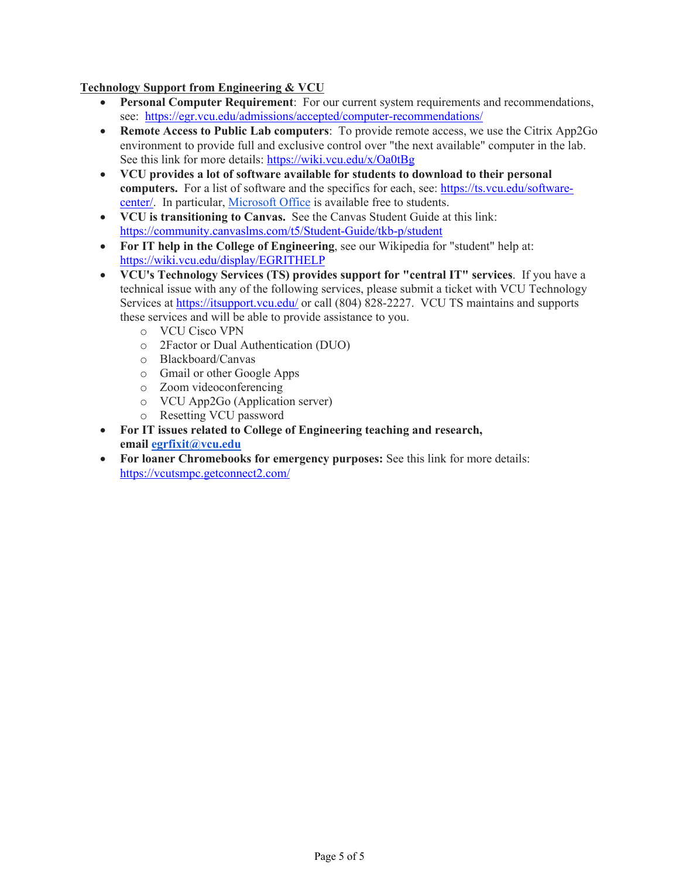**Technology Support from Engineering & VCU**

- **Personal Computer Requirement**: For our current system requirements and recommendations, see: https://egr.vcu.edu/admissions/accepted/computer-recommendations/
- **Remote Access to Public Lab computers**: To provide remote access, we use the Citrix App2Go environment to provide full and exclusive control over "the next available" computer in the lab. See this link for more details: https://wiki.vcu.edu/x/Oa0tBg
- **VCU provides a lot of software available for students to download to their personal computers.** For a list of software and the specifics for each, see: https://ts.vcu.edu/software-center/. In particular, Microsoft Office is available free to students.
- **VCU is transitioning to Canvas.** See the Canvas Student Guide at this link: https://community.canvaslms.com/t5/Student-Guide/tkb-p/student
- **For IT help in the College of Engineering**, see our Wikipedia for "student" help at: https://wiki.vcu.edu/display/EGRITHELP
- **VCU's Technology Services (TS) provides support for "central IT" services**. If you have a technical issue with any of the following services, please submit a ticket with VCU Technology Services at https://itsupport.vcu.edu/ or call (804) 828-2227. VCU TS maintains and supports these services and will be able to provide assistance to you.
  - VCU Cisco VPN
  - 2Factor or Dual Authentication (DUO)
  - Blackboard/Canvas
  - Gmail or other Google Apps
  - Zoom videoconferencing
  - VCU App2Go (Application server)
  - Resetting VCU password
- **For IT issues related to College of Engineering teaching and research, email egrfixit@vcu.edu**
- **For loaner Chromebooks for emergency purposes:** See this link for more details: https://vcutsmpc.getconnect2.com/